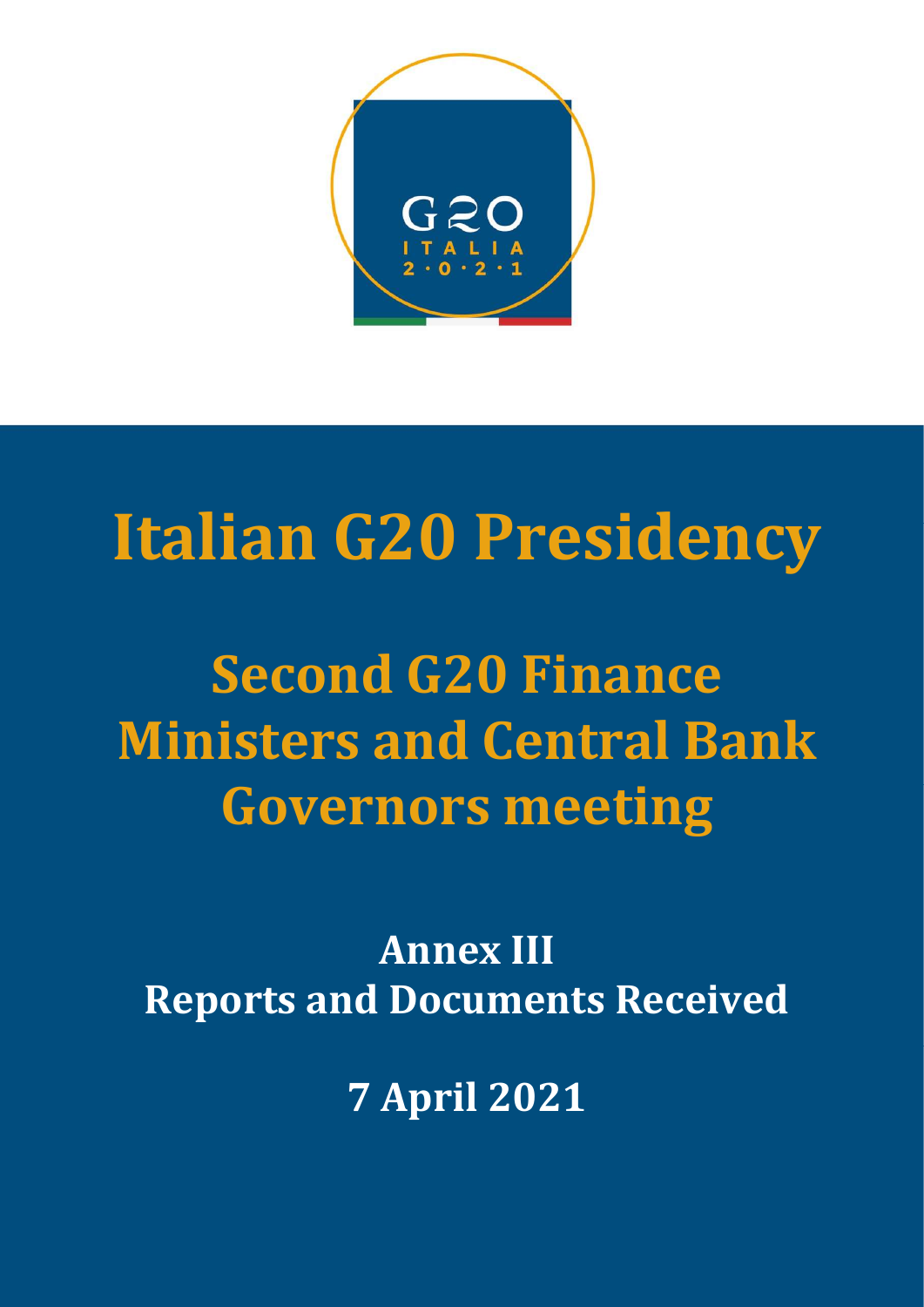# Italian G20 Presidency

## Second G20 Finance Ministers and Central Bank Governors meeting

### Annex III
### Reports and Documents Received

### 7 April 2021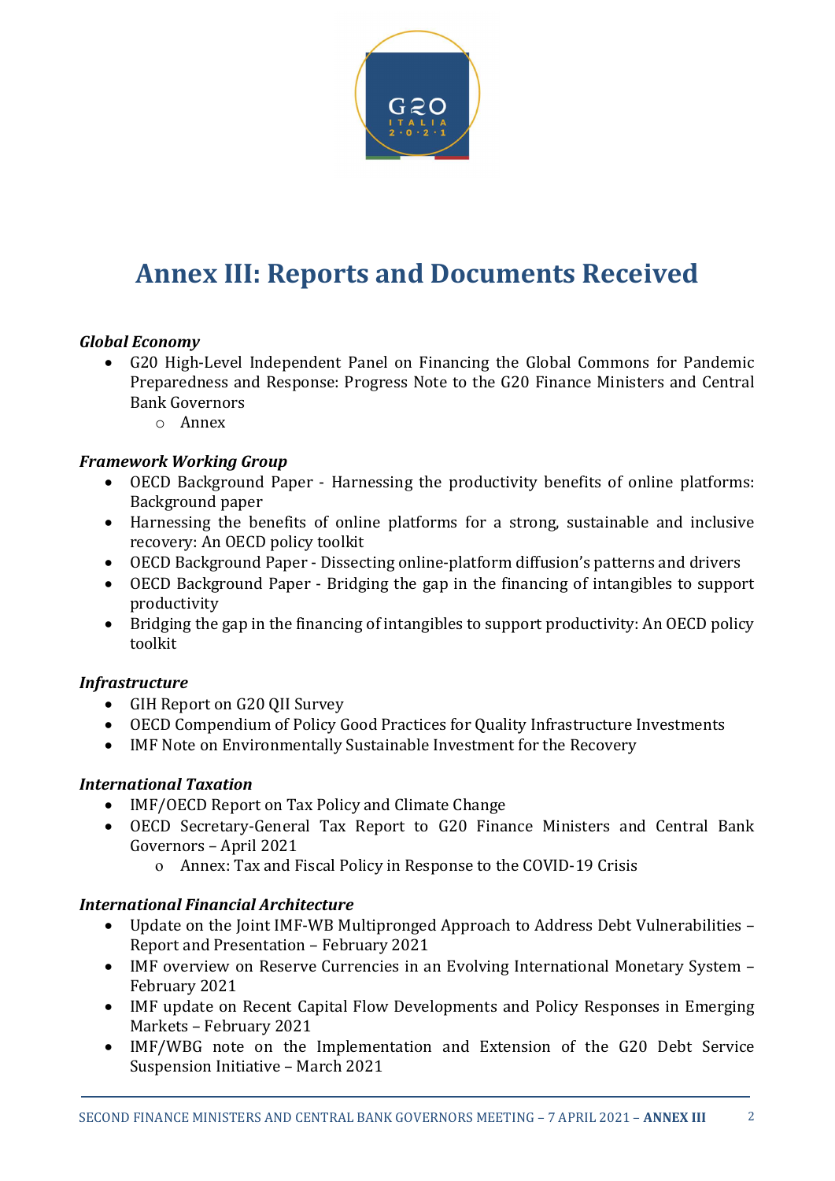# Annex III: Reports and Documents Received

***Global Economy***

- G20 High-Level Independent Panel on Financing the Global Commons for Pandemic Preparedness and Response: Progress Note to the G20 Finance Ministers and Central Bank Governors
  - Annex

***Framework Working Group***

- OECD Background Paper - Harnessing the productivity benefits of online platforms: Background paper
- Harnessing the benefits of online platforms for a strong, sustainable and inclusive recovery: An OECD policy toolkit
- OECD Background Paper - Dissecting online-platform diffusion's patterns and drivers
- OECD Background Paper - Bridging the gap in the financing of intangibles to support productivity
- Bridging the gap in the financing of intangibles to support productivity: An OECD policy toolkit

***Infrastructure***

- GIH Report on G20 QII Survey
- OECD Compendium of Policy Good Practices for Quality Infrastructure Investments
- IMF Note on Environmentally Sustainable Investment for the Recovery

***International Taxation***

- IMF/OECD Report on Tax Policy and Climate Change
- OECD Secretary-General Tax Report to G20 Finance Ministers and Central Bank Governors – April 2021
  - Annex: Tax and Fiscal Policy in Response to the COVID-19 Crisis

***International Financial Architecture***

- Update on the Joint IMF-WB Multipronged Approach to Address Debt Vulnerabilities – Report and Presentation – February 2021
- IMF overview on Reserve Currencies in an Evolving International Monetary System – February 2021
- IMF update on Recent Capital Flow Developments and Policy Responses in Emerging Markets – February 2021
- IMF/WBG note on the Implementation and Extension of the G20 Debt Service Suspension Initiative – March 2021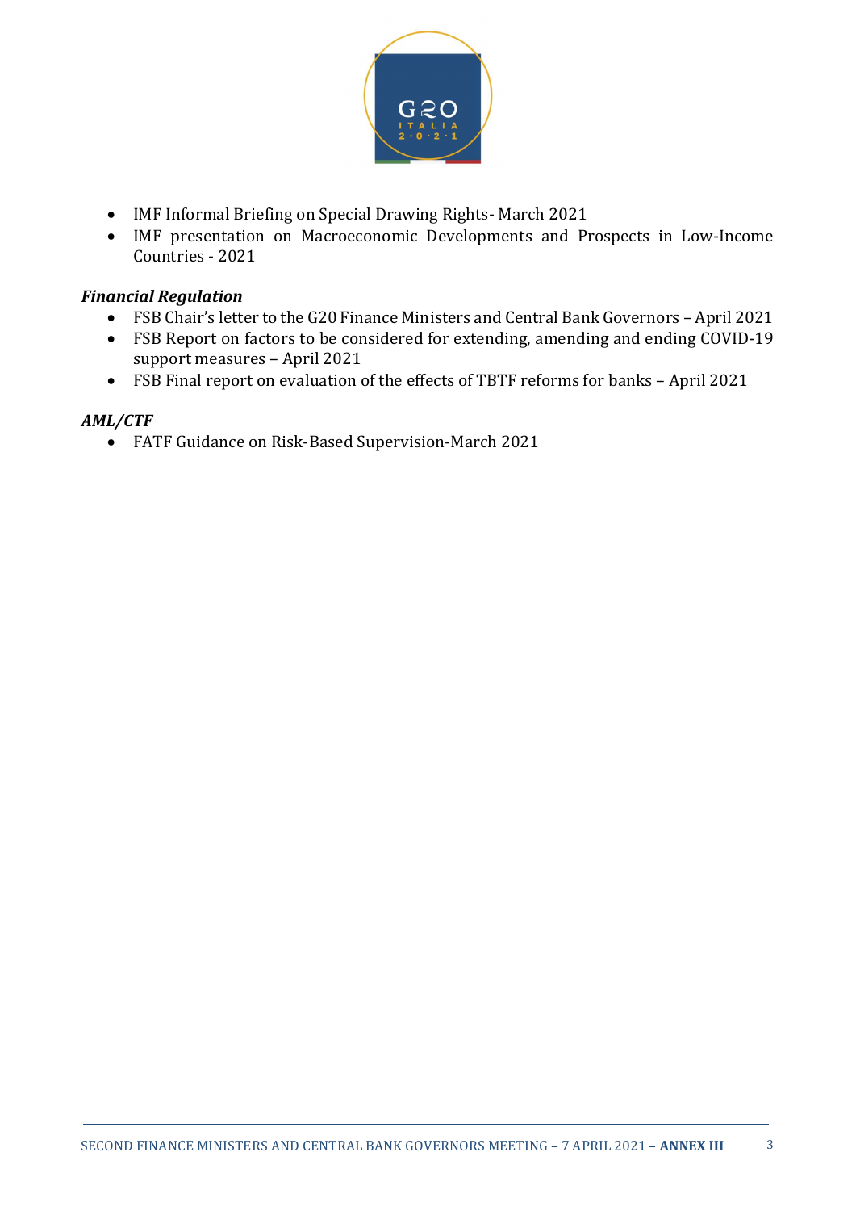- IMF Informal Briefing on Special Drawing Rights- March 2021
- IMF presentation on Macroeconomic Developments and Prospects in Low-Income Countries - 2021

***Financial Regulation***

- FSB Chair's letter to the G20 Finance Ministers and Central Bank Governors – April 2021
- FSB Report on factors to be considered for extending, amending and ending COVID-19 support measures – April 2021
- FSB Final report on evaluation of the effects of TBTF reforms for banks – April 2021

***AML/CTF***

- FATF Guidance on Risk-Based Supervision-March 2021